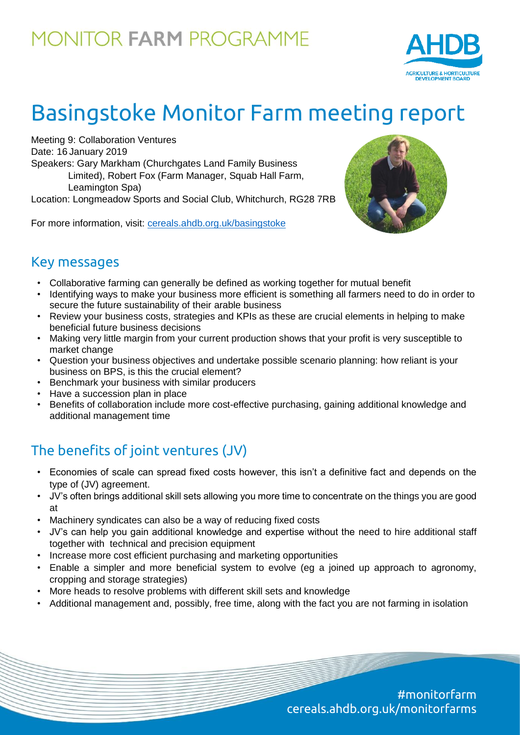# MONITOR FARM PROGRAMME

# Basingstoke Monitor Farm meeting report

Meeting 9: Collaboration Ventures
Date: 16 January 2019
Speakers: Gary Markham (Churchgates Land Family Business Limited), Robert Fox (Farm Manager, Squab Hall Farm, Leamington Spa)
Location: Longmeadow Sports and Social Club, Whitchurch, RG28 7RB

For more information, visit: cereals.ahdb.org.uk/basingstoke

## Key messages

- Collaborative farming can generally be defined as working together for mutual benefit
- Identifying ways to make your business more efficient is something all farmers need to do in order to secure the future sustainability of their arable business
- Review your business costs, strategies and KPIs as these are crucial elements in helping to make beneficial future business decisions
- Making very little margin from your current production shows that your profit is very susceptible to market change
- Question your business objectives and undertake possible scenario planning: how reliant is your business on BPS, is this the crucial element?
- Benchmark your business with similar producers
- Have a succession plan in place
- Benefits of collaboration include more cost-effective purchasing, gaining additional knowledge and additional management time

## The benefits of joint ventures (JV)

- Economies of scale can spread fixed costs however, this isn't a definitive fact and depends on the type of (JV) agreement.
- JV's often brings additional skill sets allowing you more time to concentrate on the things you are good at
- Machinery syndicates can also be a way of reducing fixed costs
- JV's can help you gain additional knowledge and expertise without the need to hire additional staff together with technical and precision equipment
- Increase more cost efficient purchasing and marketing opportunities
- Enable a simpler and more beneficial system to evolve (eg a joined up approach to agronomy, cropping and storage strategies)
- More heads to resolve problems with different skill sets and knowledge
- Additional management and, possibly, free time, along with the fact you are not farming in isolation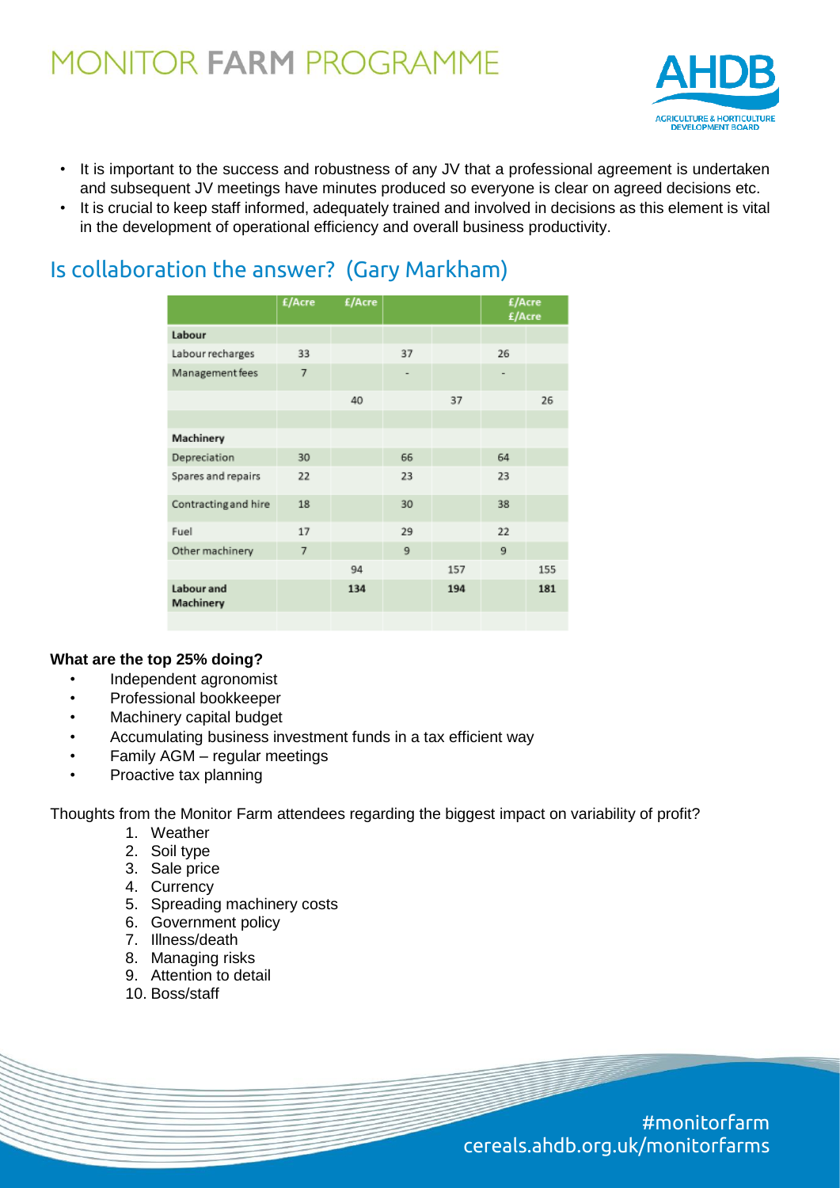- It is important to the success and robustness of any JV that a professional agreement is undertaken and subsequent JV meetings have minutes produced so everyone is clear on agreed decisions etc.
- It is crucial to keep staff informed, adequately trained and involved in decisions as this element is vital in the development of operational efficiency and overall business productivity.

## Is collaboration the answer? (Gary Markham)

| | £/Acre | £/Acre | | | £/Acre £/Acre | |
|---|---|---|---|---|---|---|
| **Labour** | | | | | | |
| Labour recharges | 33 | | 37 | | 26 | |
| Management fees | 7 | | - | | - | |
| | | 40 | | 37 | | 26 |
| | | | | | | |
| **Machinery** | | | | | | |
| Depreciation | 30 | | 66 | | 64 | |
| Spares and repairs | 22 | | 23 | | 23 | |
| Contracting and hire | 18 | | 30 | | 38 | |
| Fuel | 17 | | 29 | | 22 | |
| Other machinery | 7 | | 9 | | 9 | |
| | | 94 | | 157 | | 155 |
| **Labour and Machinery** | | **134** | | **194** | | **181** |

**What are the top 25% doing?**

- Independent agronomist
- Professional bookkeeper
- Machinery capital budget
- Accumulating business investment funds in a tax efficient way
- Family AGM – regular meetings
- Proactive tax planning

Thoughts from the Monitor Farm attendees regarding the biggest impact on variability of profit?

1. Weather
2. Soil type
3. Sale price
4. Currency
5. Spreading machinery costs
6. Government policy
7. Illness/death
8. Managing risks
9. Attention to detail
10. Boss/staff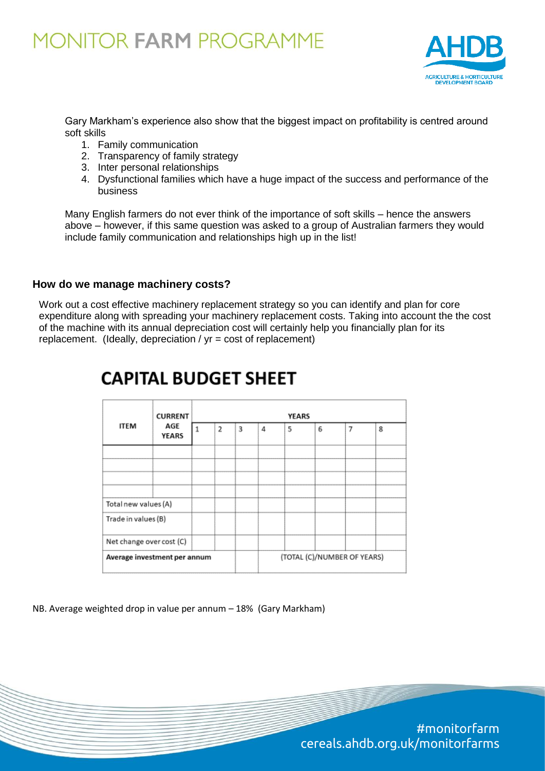Gary Markham's experience also show that the biggest impact on profitability is centred around soft skills

1. Family communication
2. Transparency of family strategy
3. Inter personal relationships
4. Dysfunctional families which have a huge impact of the success and performance of the business

Many English farmers do not ever think of the importance of soft skills – hence the answers above – however, if this same question was asked to a group of Australian farmers they would include family communication and relationships high up in the list!

### How do we manage machinery costs?

Work out a cost effective machinery replacement strategy so you can identify and plan for core expenditure along with spreading your machinery replacement costs. Taking into account the the cost of the machine with its annual depreciation cost will certainly help you financially plan for its replacement. (Ideally, depreciation / yr = cost of replacement)

## CAPITAL BUDGET SHEET

| ITEM | CURRENT AGE YEARS | YEARS | | | | | | | |
|---|---|---|---|---|---|---|---|---|---|
| | | 1 | 2 | 3 | 4 | 5 | 6 | 7 | 8 |
| | | | | | | | | | |
| | | | | | | | | | |
| | | | | | | | | | |
| | | | | | | | | | |
| Total new values (A) | | | | | | | | | |
| Trade in values (B) | | | | | | | | | |
| Net change over cost (C) | | | | | | | | | |
| Average investment per annum | | | | | (TOTAL (C)/NUMBER OF YEARS) | | | | |

NB. Average weighted drop in value per annum – 18% (Gary Markham)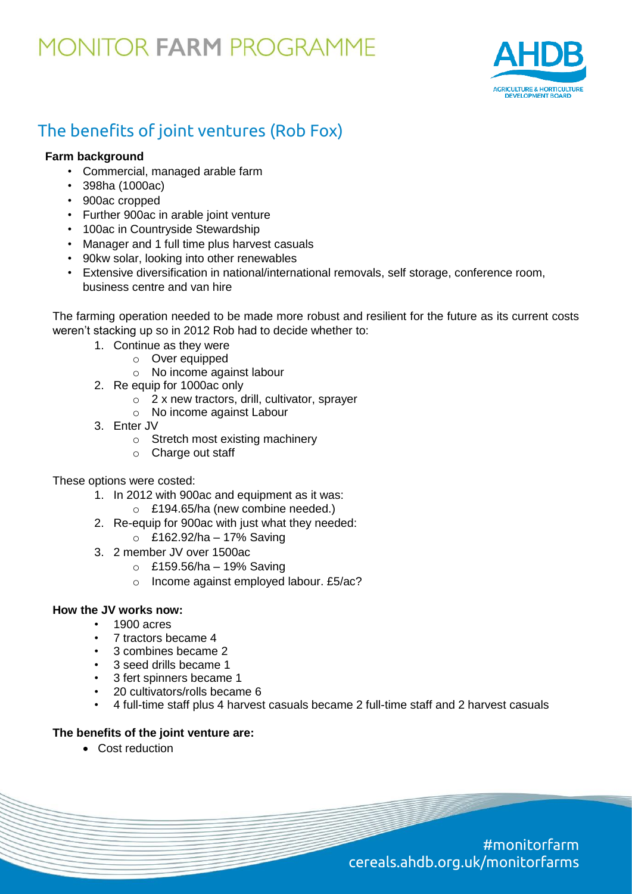# MONITOR FARM PROGRAMME

## The benefits of joint ventures (Rob Fox)

**Farm background**

- Commercial, managed arable farm
- 398ha (1000ac)
- 900ac cropped
- Further 900ac in arable joint venture
- 100ac in Countryside Stewardship
- Manager and 1 full time plus harvest casuals
- 90kw solar, looking into other renewables
- Extensive diversification in national/international removals, self storage, conference room, business centre and van hire

The farming operation needed to be made more robust and resilient for the future as its current costs weren't stacking up so in 2012 Rob had to decide whether to:

1. Continue as they were
   - Over equipped
   - No income against labour
2. Re equip for 1000ac only
   - 2 x new tractors, drill, cultivator, sprayer
   - No income against Labour
3. Enter JV
   - Stretch most existing machinery
   - Charge out staff

These options were costed:

1. In 2012 with 900ac and equipment as it was:
   - £194.65/ha (new combine needed.)
2. Re-equip for 900ac with just what they needed:
   - £162.92/ha – 17% Saving
3. 2 member JV over 1500ac
   - £159.56/ha – 19% Saving
   - Income against employed labour. £5/ac?

**How the JV works now:**

- 1900 acres
- 7 tractors became 4
- 3 combines became 2
- 3 seed drills became 1
- 3 fert spinners became 1
- 20 cultivators/rolls became 6
- 4 full-time staff plus 4 harvest casuals became 2 full-time staff and 2 harvest casuals

**The benefits of the joint venture are:**

- Cost reduction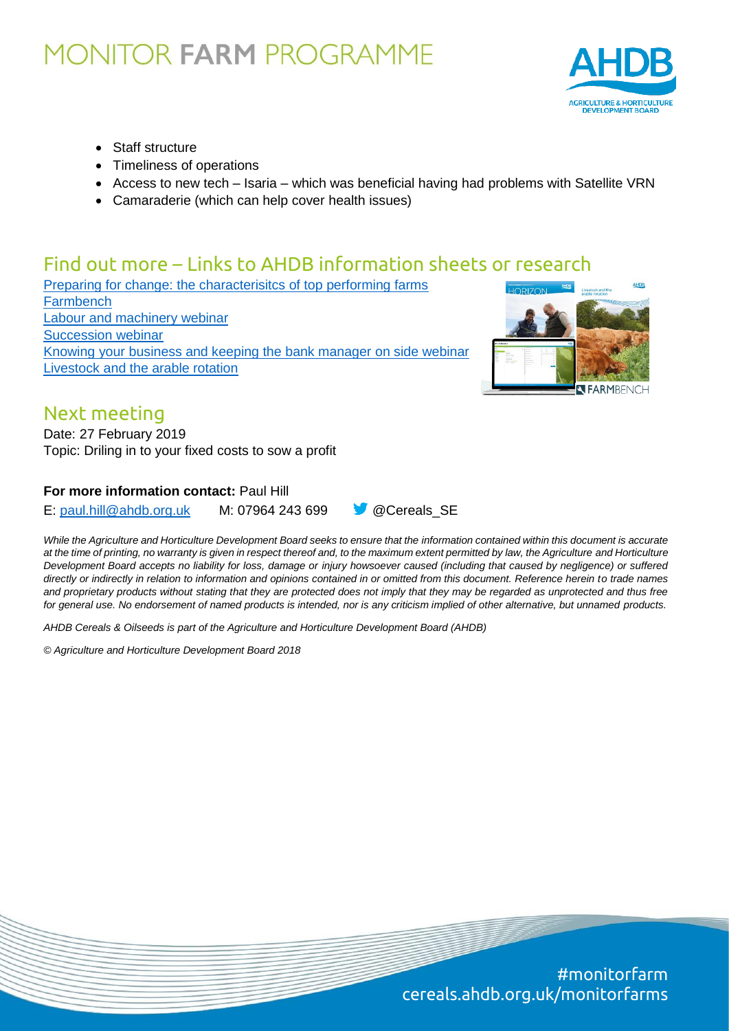- Staff structure
- Timeliness of operations
- Access to new tech – Isaria – which was beneficial having had problems with Satellite VRN
- Camaraderie (which can help cover health issues)

## Find out more – Links to AHDB information sheets or research

[Preparing for change: the characterisitcs of top performing farms]
[Farmbench]
[Labour and machinery webinar]
[Succession webinar]
[Knowing your business and keeping the bank manager on side webinar]
[Livestock and the arable rotation]

## Next meeting

Date: 27 February 2019
Topic: Driling in to your fixed costs to sow a profit

**For more information contact:** Paul Hill

E: paul.hill@ahdb.org.uk M: 07964 243 699 @Cereals_SE

*While the Agriculture and Horticulture Development Board seeks to ensure that the information contained within this document is accurate at the time of printing, no warranty is given in respect thereof and, to the maximum extent permitted by law, the Agriculture and Horticulture Development Board accepts no liability for loss, damage or injury howsoever caused (including that caused by negligence) or suffered directly or indirectly in relation to information and opinions contained in or omitted from this document. Reference herein to trade names and proprietary products without stating that they are protected does not imply that they may be regarded as unprotected and thus free for general use. No endorsement of named products is intended, nor is any criticism implied of other alternative, but unnamed products.*

*AHDB Cereals & Oilseeds is part of the Agriculture and Horticulture Development Board (AHDB)*

*© Agriculture and Horticulture Development Board 2018*

#monitorfarm
cereals.ahdb.org.uk/monitorfarms